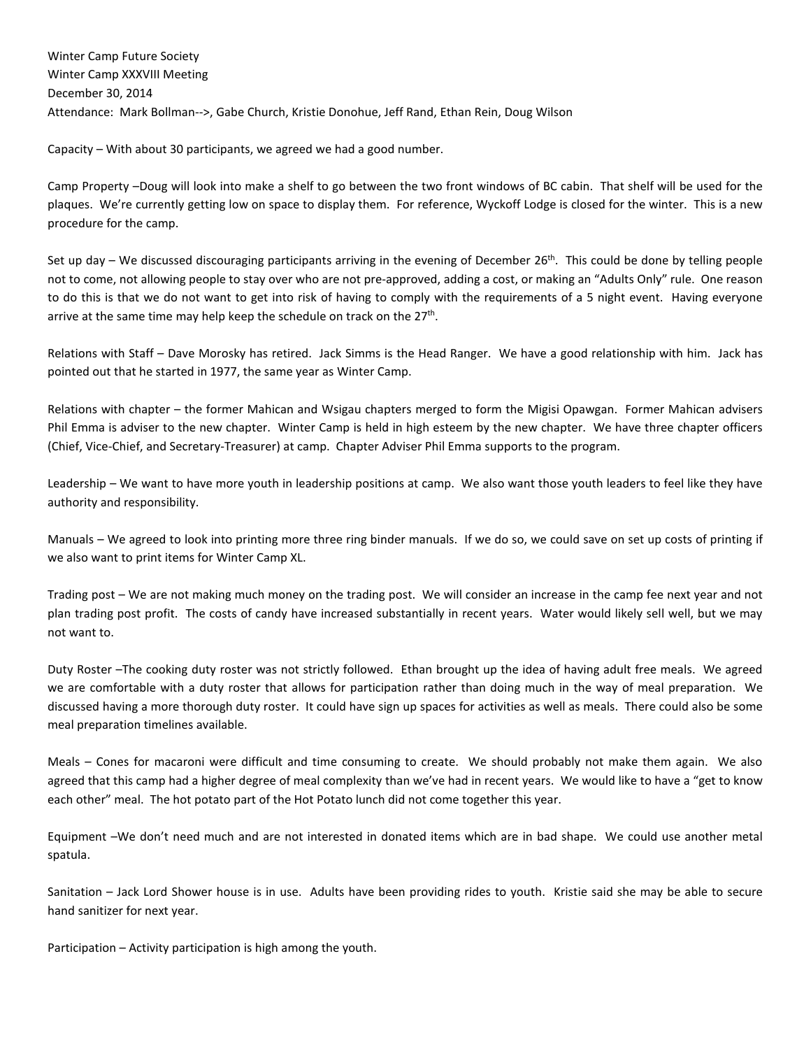Winter Camp Future Society
Winter Camp XXXVIII Meeting
December 30, 2014
Attendance: Mark Bollman-->, Gabe Church, Kristie Donohue, Jeff Rand, Ethan Rein, Doug Wilson

Capacity – With about 30 participants, we agreed we had a good number.

Camp Property –Doug will look into make a shelf to go between the two front windows of BC cabin. That shelf will be used for the plaques. We're currently getting low on space to display them. For reference, Wyckoff Lodge is closed for the winter. This is a new procedure for the camp.

Set up day – We discussed discouraging participants arriving in the evening of December 26th. This could be done by telling people not to come, not allowing people to stay over who are not pre-approved, adding a cost, or making an "Adults Only" rule. One reason to do this is that we do not want to get into risk of having to comply with the requirements of a 5 night event. Having everyone arrive at the same time may help keep the schedule on track on the 27th.

Relations with Staff – Dave Morosky has retired. Jack Simms is the Head Ranger. We have a good relationship with him. Jack has pointed out that he started in 1977, the same year as Winter Camp.

Relations with chapter – the former Mahican and Wsigau chapters merged to form the Migisi Opawgan. Former Mahican advisers Phil Emma is adviser to the new chapter. Winter Camp is held in high esteem by the new chapter. We have three chapter officers (Chief, Vice-Chief, and Secretary-Treasurer) at camp. Chapter Adviser Phil Emma supports to the program.

Leadership – We want to have more youth in leadership positions at camp. We also want those youth leaders to feel like they have authority and responsibility.

Manuals – We agreed to look into printing more three ring binder manuals. If we do so, we could save on set up costs of printing if we also want to print items for Winter Camp XL.

Trading post – We are not making much money on the trading post. We will consider an increase in the camp fee next year and not plan trading post profit. The costs of candy have increased substantially in recent years. Water would likely sell well, but we may not want to.

Duty Roster –The cooking duty roster was not strictly followed. Ethan brought up the idea of having adult free meals. We agreed we are comfortable with a duty roster that allows for participation rather than doing much in the way of meal preparation. We discussed having a more thorough duty roster. It could have sign up spaces for activities as well as meals. There could also be some meal preparation timelines available.

Meals – Cones for macaroni were difficult and time consuming to create. We should probably not make them again. We also agreed that this camp had a higher degree of meal complexity than we've had in recent years. We would like to have a "get to know each other" meal. The hot potato part of the Hot Potato lunch did not come together this year.

Equipment –We don't need much and are not interested in donated items which are in bad shape. We could use another metal spatula.

Sanitation – Jack Lord Shower house is in use. Adults have been providing rides to youth. Kristie said she may be able to secure hand sanitizer for next year.

Participation – Activity participation is high among the youth.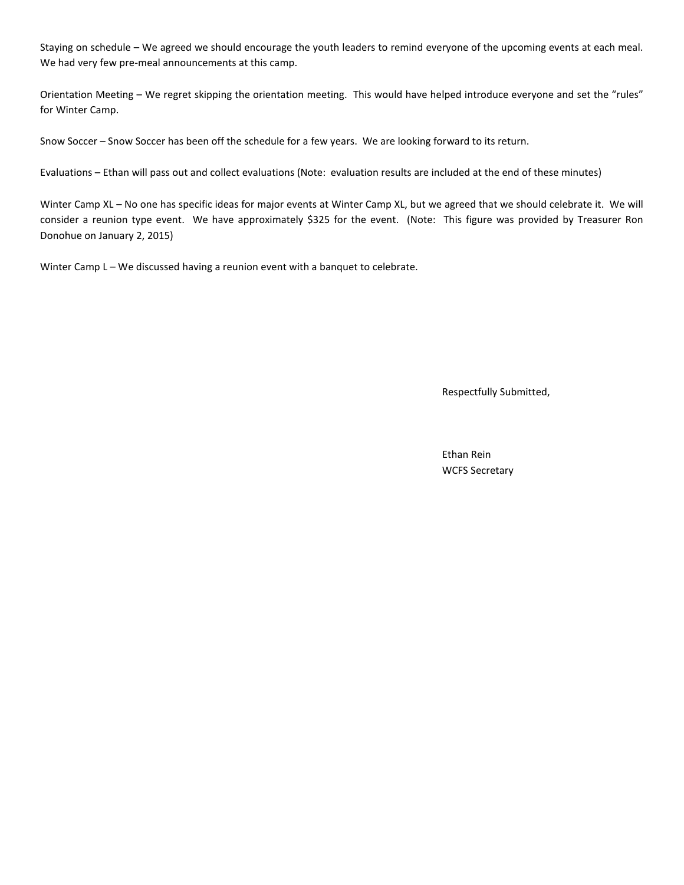Staying on schedule – We agreed we should encourage the youth leaders to remind everyone of the upcoming events at each meal. We had very few pre-meal announcements at this camp.

Orientation Meeting – We regret skipping the orientation meeting. This would have helped introduce everyone and set the "rules" for Winter Camp.

Snow Soccer – Snow Soccer has been off the schedule for a few years. We are looking forward to its return.

Evaluations – Ethan will pass out and collect evaluations (Note: evaluation results are included at the end of these minutes)

Winter Camp XL – No one has specific ideas for major events at Winter Camp XL, but we agreed that we should celebrate it. We will consider a reunion type event. We have approximately $325 for the event. (Note: This figure was provided by Treasurer Ron Donohue on January 2, 2015)

Winter Camp L – We discussed having a reunion event with a banquet to celebrate.

Respectfully Submitted,

Ethan Rein
WCFS Secretary